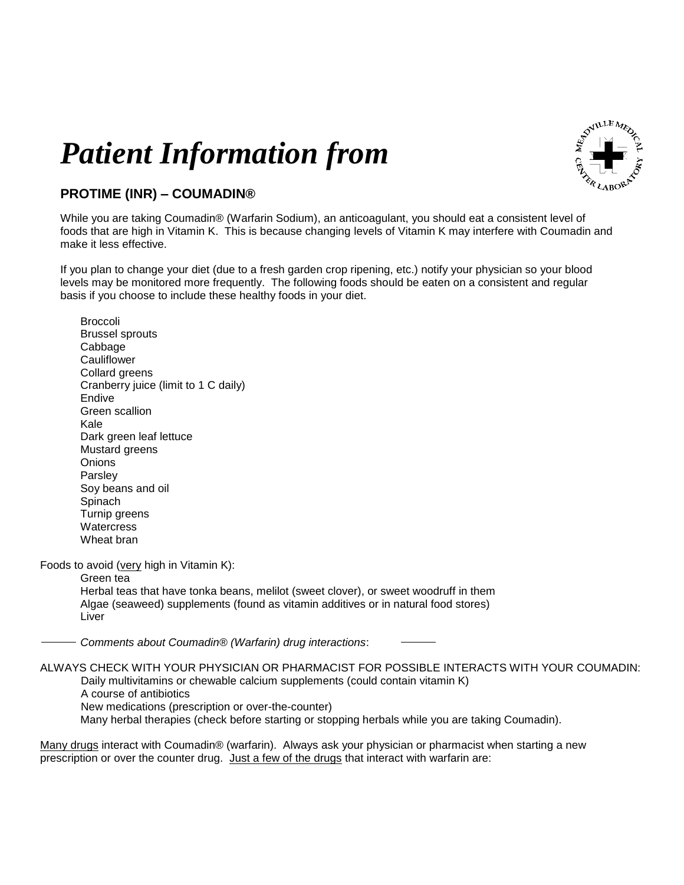# *Patient Information from*

**PROTIME (INR) – COUMADIN®**

While you are taking Coumadin® (Warfarin Sodium), an anticoagulant, you should eat a consistent level of foods that are high in Vitamin K. This is because changing levels of Vitamin K may interfere with Coumadin and make it less effective.

If you plan to change your diet (due to a fresh garden crop ripening, etc.) notify your physician so your blood levels may be monitored more frequently. The following foods should be eaten on a consistent and regular basis if you choose to include these healthy foods in your diet.

- Broccoli
- Brussel sprouts
- Cabbage
- Cauliflower
- Collard greens
- Cranberry juice (limit to 1 C daily)
- Endive
- Green scallion
- Kale
- Dark green leaf lettuce
- Mustard greens
- Onions
- Parsley
- Soy beans and oil
- Spinach
- Turnip greens
- Watercress
- Wheat bran

Foods to avoid (<u>very</u> high in Vitamin K):

- Green tea
- Herbal teas that have tonka beans, melilot (sweet clover), or sweet woodruff in them
- Algae (seaweed) supplements (found as vitamin additives or in natural food stores)
- Liver

——— *Comments about Coumadin® (Warfarin) drug interactions*: ———

ALWAYS CHECK WITH YOUR PHYSICIAN OR PHARMACIST FOR POSSIBLE INTERACTS WITH YOUR COUMADIN:

- Daily multivitamins or chewable calcium supplements (could contain vitamin K)
- A course of antibiotics
- New medications (prescription or over-the-counter)
- Many herbal therapies (check before starting or stopping herbals while you are taking Coumadin).

<u>Many drugs</u> interact with Coumadin® (warfarin). Always ask your physician or pharmacist when starting a new prescription or over the counter drug. <u>Just a few of the drugs</u> that interact with warfarin are: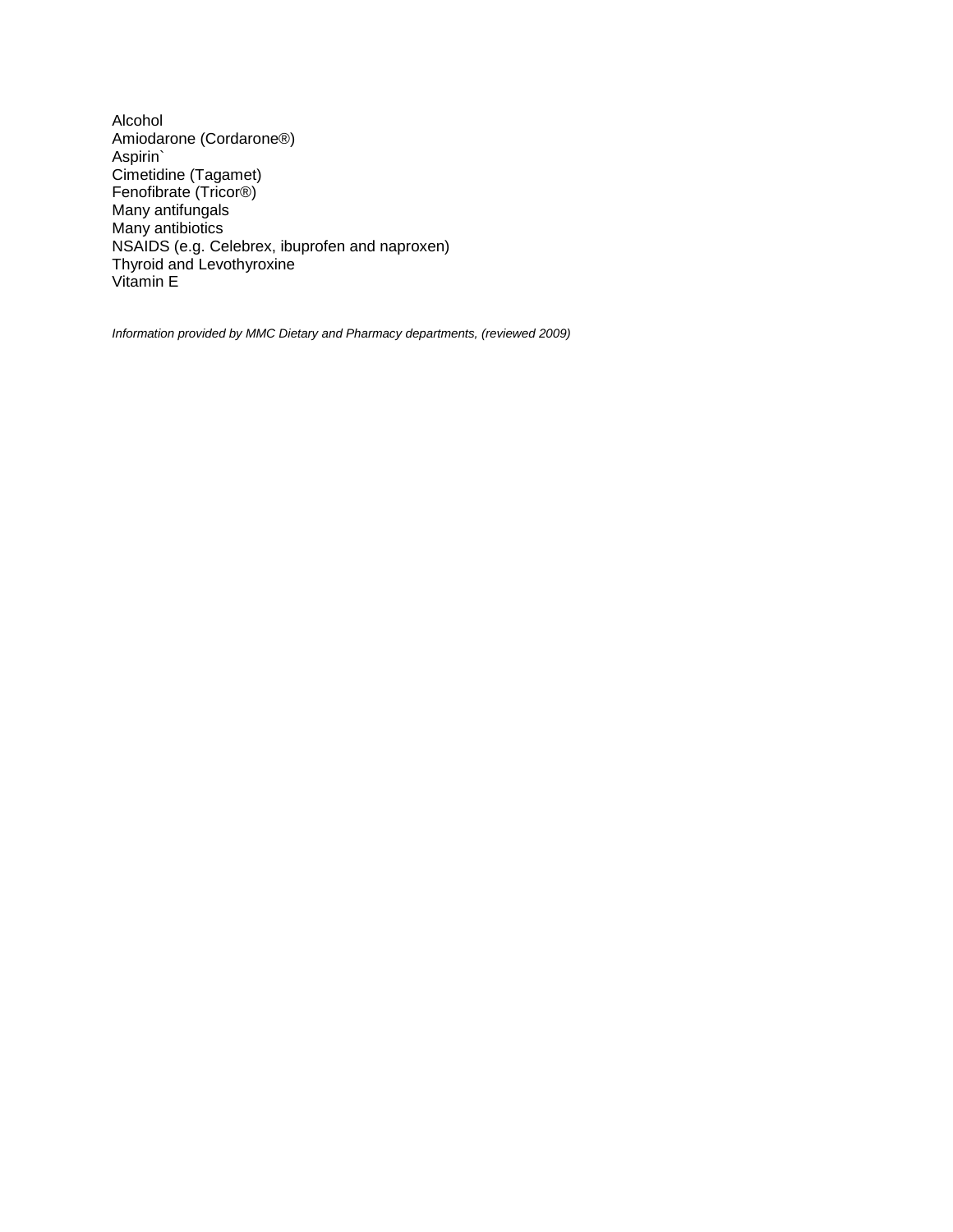Alcohol
Amiodarone (Cordarone®)
Aspirin`
Cimetidine (Tagamet)
Fenofibrate (Tricor®)
Many antifungals
Many antibiotics
NSAIDS (e.g. Celebrex, ibuprofen and naproxen)
Thyroid and Levothyroxine
Vitamin E

*Information provided by MMC Dietary and Pharmacy departments, (reviewed 2009)*